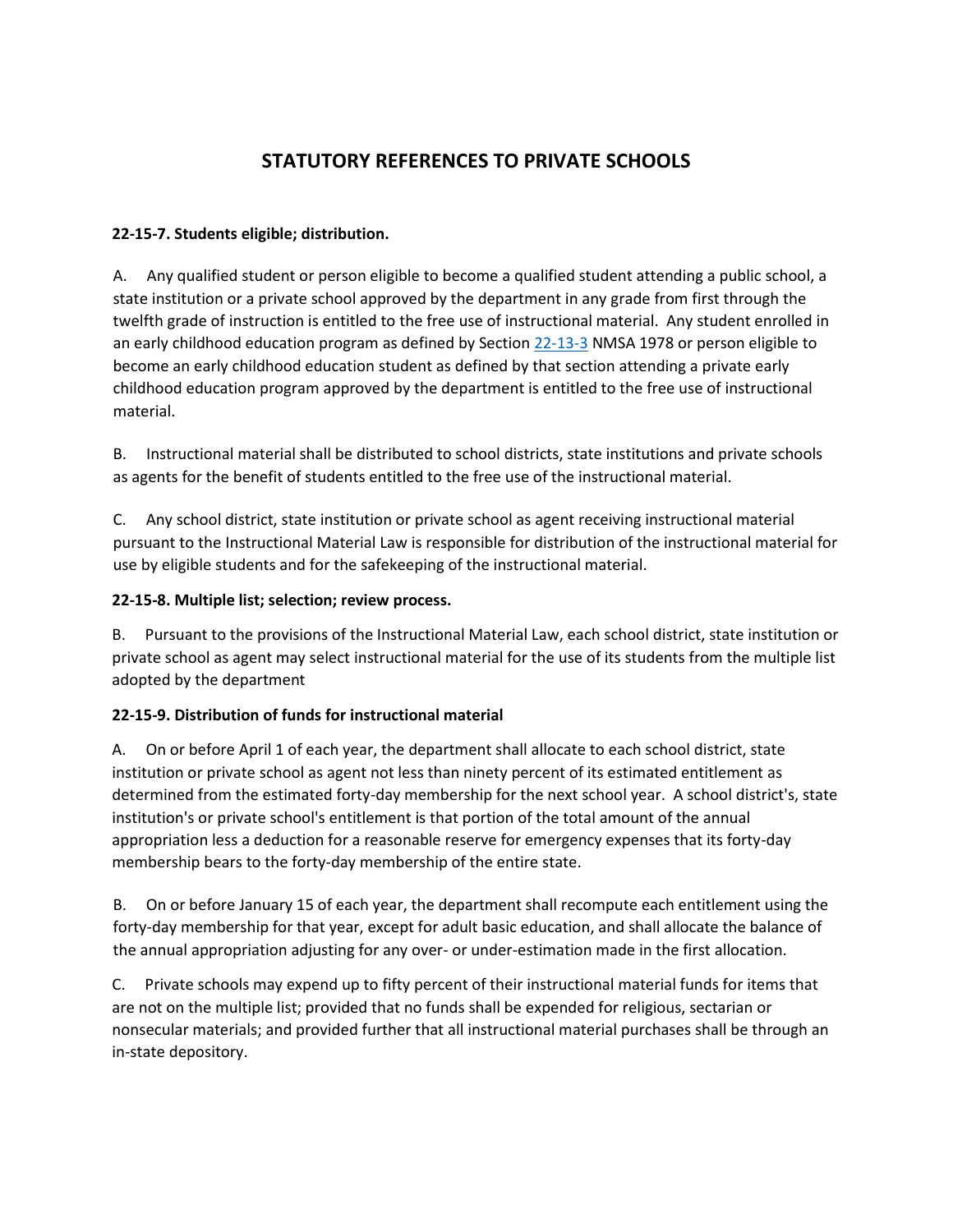# STATUTORY REFERENCES TO PRIVATE SCHOOLS

**22-15-7. Students eligible; distribution.**

A. Any qualified student or person eligible to become a qualified student attending a public school, a state institution or a private school approved by the department in any grade from first through the twelfth grade of instruction is entitled to the free use of instructional material. Any student enrolled in an early childhood education program as defined by Section 22-13-3 NMSA 1978 or person eligible to become an early childhood education student as defined by that section attending a private early childhood education program approved by the department is entitled to the free use of instructional material.

B. Instructional material shall be distributed to school districts, state institutions and private schools as agents for the benefit of students entitled to the free use of the instructional material.

C. Any school district, state institution or private school as agent receiving instructional material pursuant to the Instructional Material Law is responsible for distribution of the instructional material for use by eligible students and for the safekeeping of the instructional material.

**22-15-8. Multiple list; selection; review process.**

B. Pursuant to the provisions of the Instructional Material Law, each school district, state institution or private school as agent may select instructional material for the use of its students from the multiple list adopted by the department

**22-15-9. Distribution of funds for instructional material**

A. On or before April 1 of each year, the department shall allocate to each school district, state institution or private school as agent not less than ninety percent of its estimated entitlement as determined from the estimated forty-day membership for the next school year. A school district's, state institution's or private school's entitlement is that portion of the total amount of the annual appropriation less a deduction for a reasonable reserve for emergency expenses that its forty-day membership bears to the forty-day membership of the entire state.

B. On or before January 15 of each year, the department shall recompute each entitlement using the forty-day membership for that year, except for adult basic education, and shall allocate the balance of the annual appropriation adjusting for any over- or under-estimation made in the first allocation.

C. Private schools may expend up to fifty percent of their instructional material funds for items that are not on the multiple list; provided that no funds shall be expended for religious, sectarian or nonsecular materials; and provided further that all instructional material purchases shall be through an in-state depository.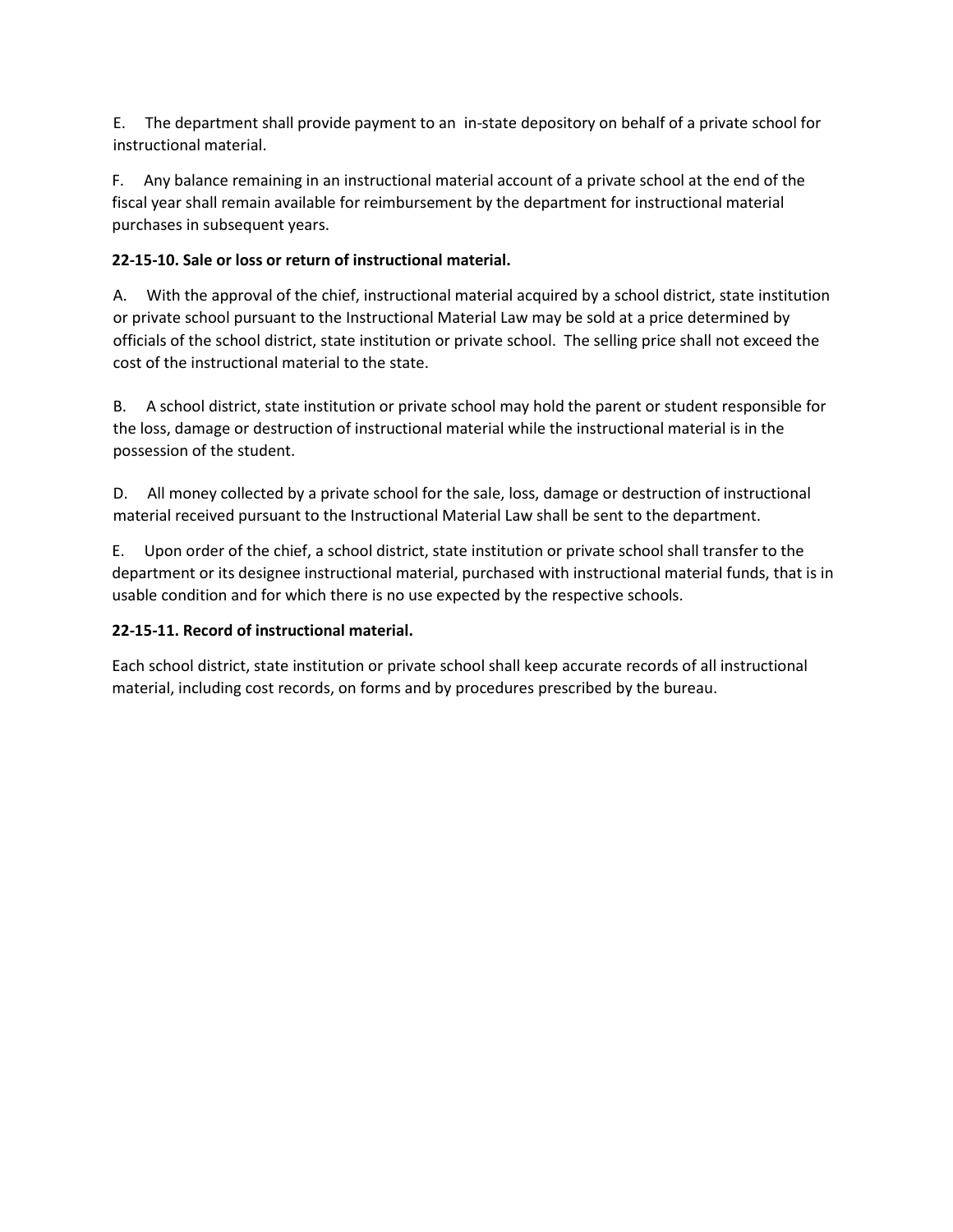E. The department shall provide payment to an in-state depository on behalf of a private school for instructional material.

F. Any balance remaining in an instructional material account of a private school at the end of the fiscal year shall remain available for reimbursement by the department for instructional material purchases in subsequent years.

**22-15-10. Sale or loss or return of instructional material.**

A. With the approval of the chief, instructional material acquired by a school district, state institution or private school pursuant to the Instructional Material Law may be sold at a price determined by officials of the school district, state institution or private school. The selling price shall not exceed the cost of the instructional material to the state.

B. A school district, state institution or private school may hold the parent or student responsible for the loss, damage or destruction of instructional material while the instructional material is in the possession of the student.

D. All money collected by a private school for the sale, loss, damage or destruction of instructional material received pursuant to the Instructional Material Law shall be sent to the department.

E. Upon order of the chief, a school district, state institution or private school shall transfer to the department or its designee instructional material, purchased with instructional material funds, that is in usable condition and for which there is no use expected by the respective schools.

**22-15-11. Record of instructional material.**

Each school district, state institution or private school shall keep accurate records of all instructional material, including cost records, on forms and by procedures prescribed by the bureau.